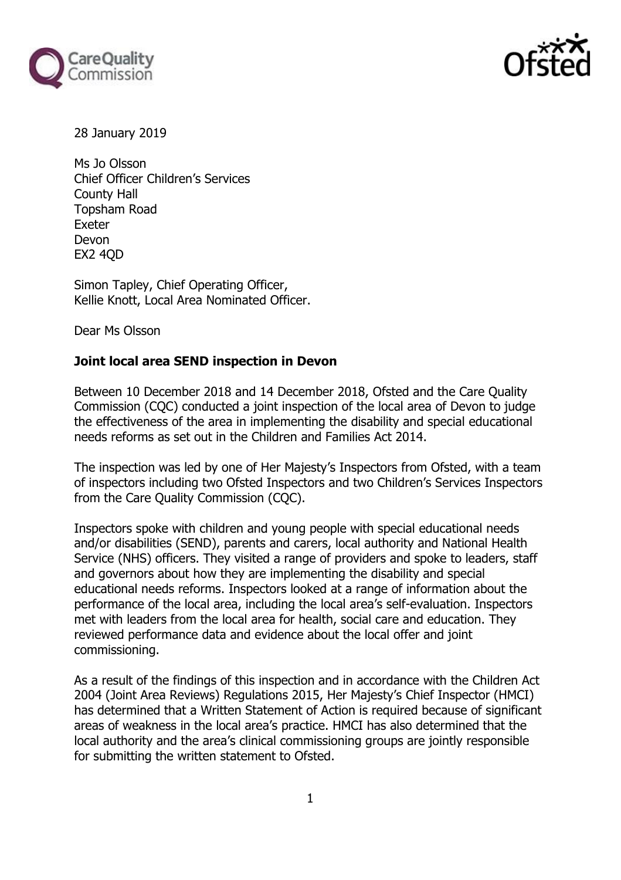28 January 2019

Ms Jo Olsson
Chief Officer Children's Services
County Hall
Topsham Road
Exeter
Devon
EX2 4QD

Simon Tapley, Chief Operating Officer,
Kellie Knott, Local Area Nominated Officer.

Dear Ms Olsson

**Joint local area SEND inspection in Devon**

Between 10 December 2018 and 14 December 2018, Ofsted and the Care Quality Commission (CQC) conducted a joint inspection of the local area of Devon to judge the effectiveness of the area in implementing the disability and special educational needs reforms as set out in the Children and Families Act 2014.

The inspection was led by one of Her Majesty's Inspectors from Ofsted, with a team of inspectors including two Ofsted Inspectors and two Children's Services Inspectors from the Care Quality Commission (CQC).

Inspectors spoke with children and young people with special educational needs and/or disabilities (SEND), parents and carers, local authority and National Health Service (NHS) officers. They visited a range of providers and spoke to leaders, staff and governors about how they are implementing the disability and special educational needs reforms. Inspectors looked at a range of information about the performance of the local area, including the local area's self-evaluation. Inspectors met with leaders from the local area for health, social care and education. They reviewed performance data and evidence about the local offer and joint commissioning.

As a result of the findings of this inspection and in accordance with the Children Act 2004 (Joint Area Reviews) Regulations 2015, Her Majesty's Chief Inspector (HMCI) has determined that a Written Statement of Action is required because of significant areas of weakness in the local area's practice. HMCI has also determined that the local authority and the area's clinical commissioning groups are jointly responsible for submitting the written statement to Ofsted.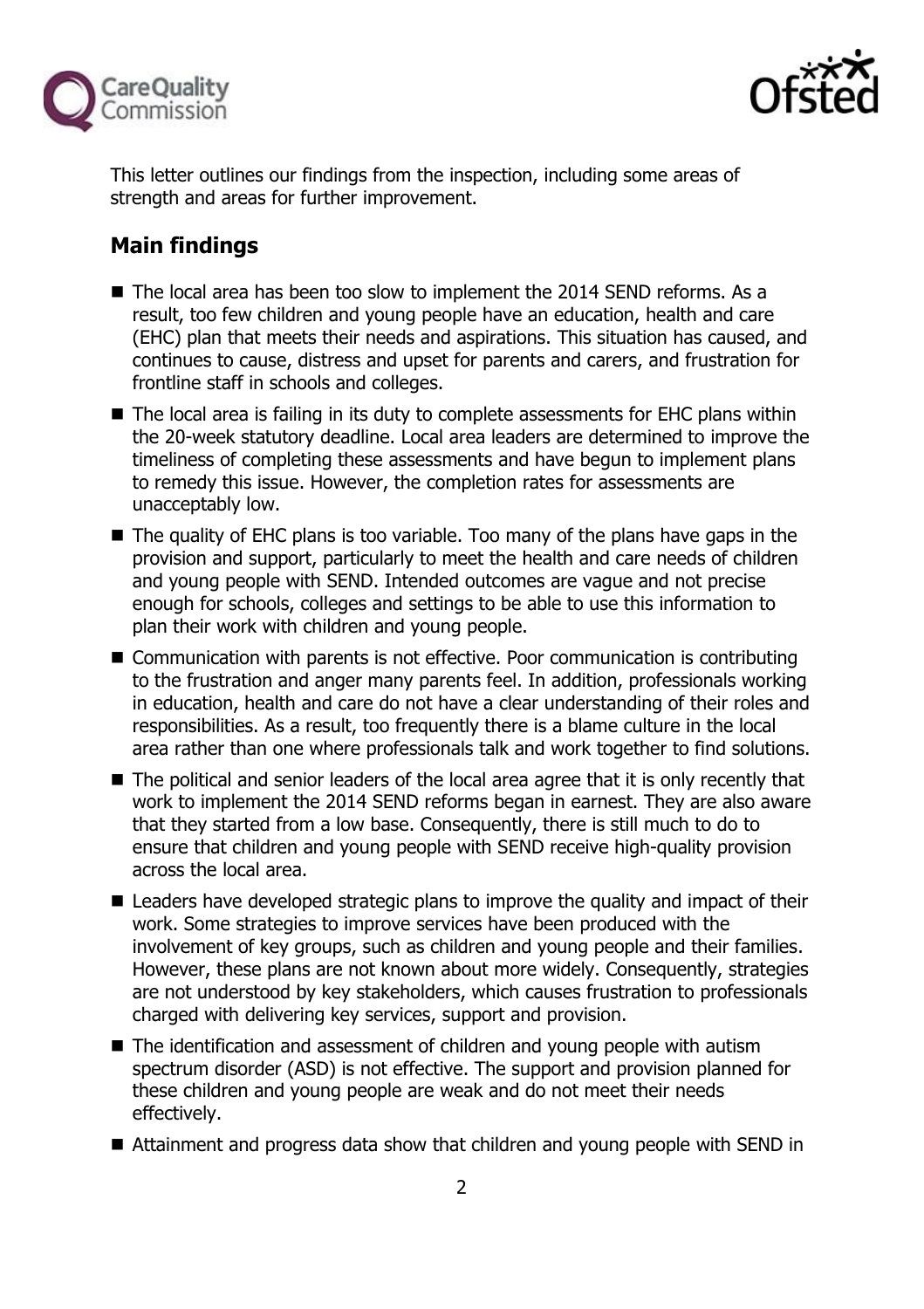This letter outlines our findings from the inspection, including some areas of strength and areas for further improvement.

## Main findings

- The local area has been too slow to implement the 2014 SEND reforms. As a result, too few children and young people have an education, health and care (EHC) plan that meets their needs and aspirations. This situation has caused, and continues to cause, distress and upset for parents and carers, and frustration for frontline staff in schools and colleges.
- The local area is failing in its duty to complete assessments for EHC plans within the 20-week statutory deadline. Local area leaders are determined to improve the timeliness of completing these assessments and have begun to implement plans to remedy this issue. However, the completion rates for assessments are unacceptably low.
- The quality of EHC plans is too variable. Too many of the plans have gaps in the provision and support, particularly to meet the health and care needs of children and young people with SEND. Intended outcomes are vague and not precise enough for schools, colleges and settings to be able to use this information to plan their work with children and young people.
- Communication with parents is not effective. Poor communication is contributing to the frustration and anger many parents feel. In addition, professionals working in education, health and care do not have a clear understanding of their roles and responsibilities. As a result, too frequently there is a blame culture in the local area rather than one where professionals talk and work together to find solutions.
- The political and senior leaders of the local area agree that it is only recently that work to implement the 2014 SEND reforms began in earnest. They are also aware that they started from a low base. Consequently, there is still much to do to ensure that children and young people with SEND receive high-quality provision across the local area.
- Leaders have developed strategic plans to improve the quality and impact of their work. Some strategies to improve services have been produced with the involvement of key groups, such as children and young people and their families. However, these plans are not known about more widely. Consequently, strategies are not understood by key stakeholders, which causes frustration to professionals charged with delivering key services, support and provision.
- The identification and assessment of children and young people with autism spectrum disorder (ASD) is not effective. The support and provision planned for these children and young people are weak and do not meet their needs effectively.
- Attainment and progress data show that children and young people with SEND in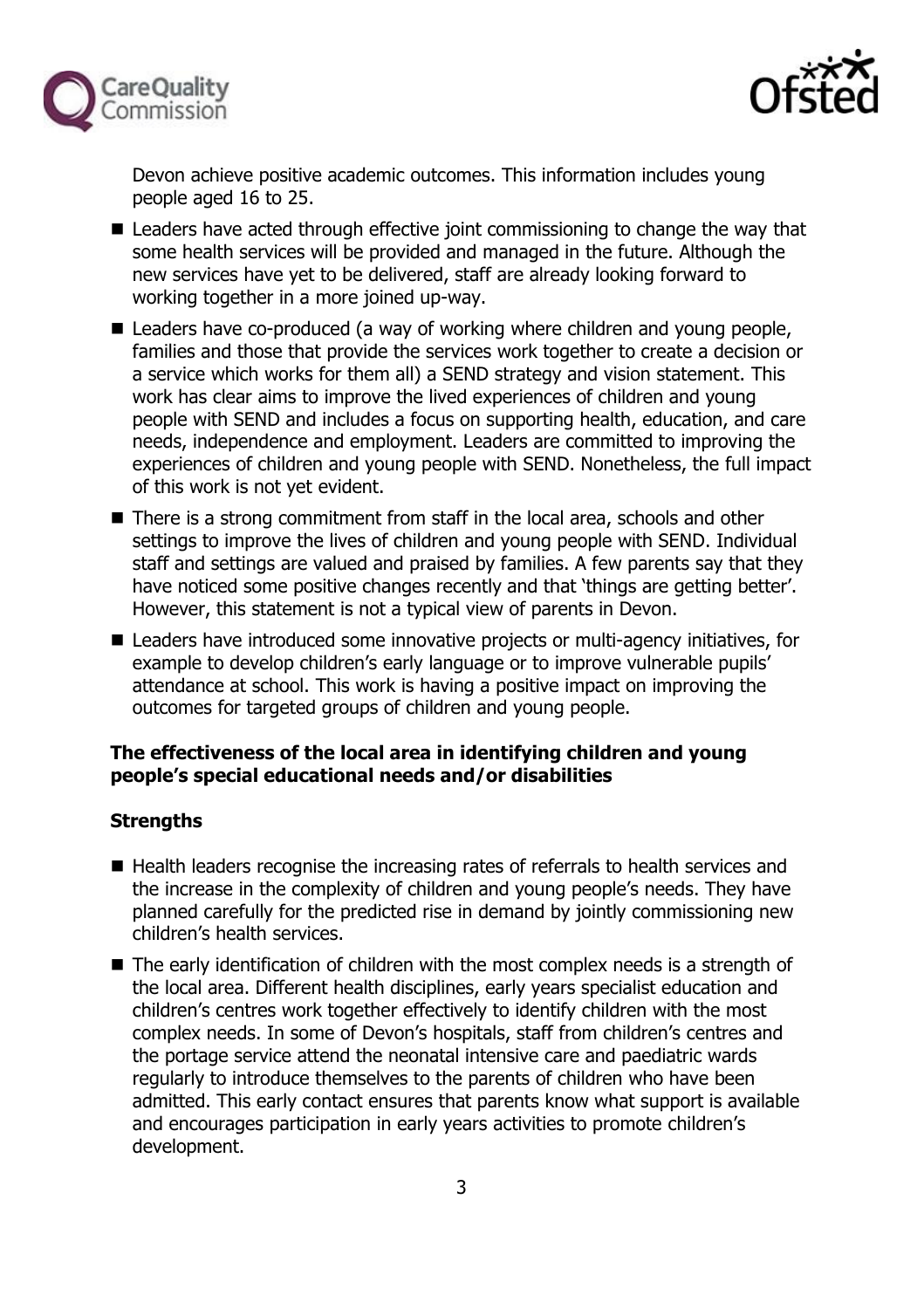Devon achieve positive academic outcomes. This information includes young people aged 16 to 25.

- Leaders have acted through effective joint commissioning to change the way that some health services will be provided and managed in the future. Although the new services have yet to be delivered, staff are already looking forward to working together in a more joined up-way.
- Leaders have co-produced (a way of working where children and young people, families and those that provide the services work together to create a decision or a service which works for them all) a SEND strategy and vision statement. This work has clear aims to improve the lived experiences of children and young people with SEND and includes a focus on supporting health, education, and care needs, independence and employment. Leaders are committed to improving the experiences of children and young people with SEND. Nonetheless, the full impact of this work is not yet evident.
- There is a strong commitment from staff in the local area, schools and other settings to improve the lives of children and young people with SEND. Individual staff and settings are valued and praised by families. A few parents say that they have noticed some positive changes recently and that 'things are getting better'. However, this statement is not a typical view of parents in Devon.
- Leaders have introduced some innovative projects or multi-agency initiatives, for example to develop children's early language or to improve vulnerable pupils' attendance at school. This work is having a positive impact on improving the outcomes for targeted groups of children and young people.

**The effectiveness of the local area in identifying children and young people's special educational needs and/or disabilities**

**Strengths**

- Health leaders recognise the increasing rates of referrals to health services and the increase in the complexity of children and young people's needs. They have planned carefully for the predicted rise in demand by jointly commissioning new children's health services.
- The early identification of children with the most complex needs is a strength of the local area. Different health disciplines, early years specialist education and children's centres work together effectively to identify children with the most complex needs. In some of Devon's hospitals, staff from children's centres and the portage service attend the neonatal intensive care and paediatric wards regularly to introduce themselves to the parents of children who have been admitted. This early contact ensures that parents know what support is available and encourages participation in early years activities to promote children's development.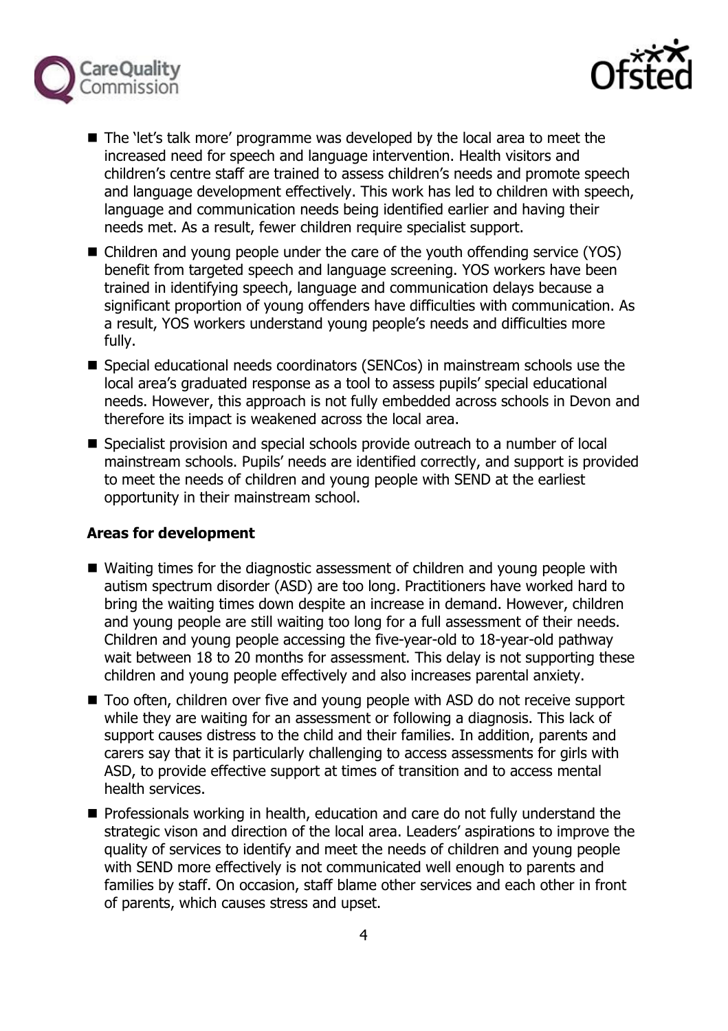- The 'let's talk more' programme was developed by the local area to meet the increased need for speech and language intervention. Health visitors and children's centre staff are trained to assess children's needs and promote speech and language development effectively. This work has led to children with speech, language and communication needs being identified earlier and having their needs met. As a result, fewer children require specialist support.
- Children and young people under the care of the youth offending service (YOS) benefit from targeted speech and language screening. YOS workers have been trained in identifying speech, language and communication delays because a significant proportion of young offenders have difficulties with communication. As a result, YOS workers understand young people's needs and difficulties more fully.
- Special educational needs coordinators (SENCos) in mainstream schools use the local area's graduated response as a tool to assess pupils' special educational needs. However, this approach is not fully embedded across schools in Devon and therefore its impact is weakened across the local area.
- Specialist provision and special schools provide outreach to a number of local mainstream schools. Pupils' needs are identified correctly, and support is provided to meet the needs of children and young people with SEND at the earliest opportunity in their mainstream school.

**Areas for development**

- Waiting times for the diagnostic assessment of children and young people with autism spectrum disorder (ASD) are too long. Practitioners have worked hard to bring the waiting times down despite an increase in demand. However, children and young people are still waiting too long for a full assessment of their needs. Children and young people accessing the five-year-old to 18-year-old pathway wait between 18 to 20 months for assessment. This delay is not supporting these children and young people effectively and also increases parental anxiety.
- Too often, children over five and young people with ASD do not receive support while they are waiting for an assessment or following a diagnosis. This lack of support causes distress to the child and their families. In addition, parents and carers say that it is particularly challenging to access assessments for girls with ASD, to provide effective support at times of transition and to access mental health services.
- Professionals working in health, education and care do not fully understand the strategic vison and direction of the local area. Leaders' aspirations to improve the quality of services to identify and meet the needs of children and young people with SEND more effectively is not communicated well enough to parents and families by staff. On occasion, staff blame other services and each other in front of parents, which causes stress and upset.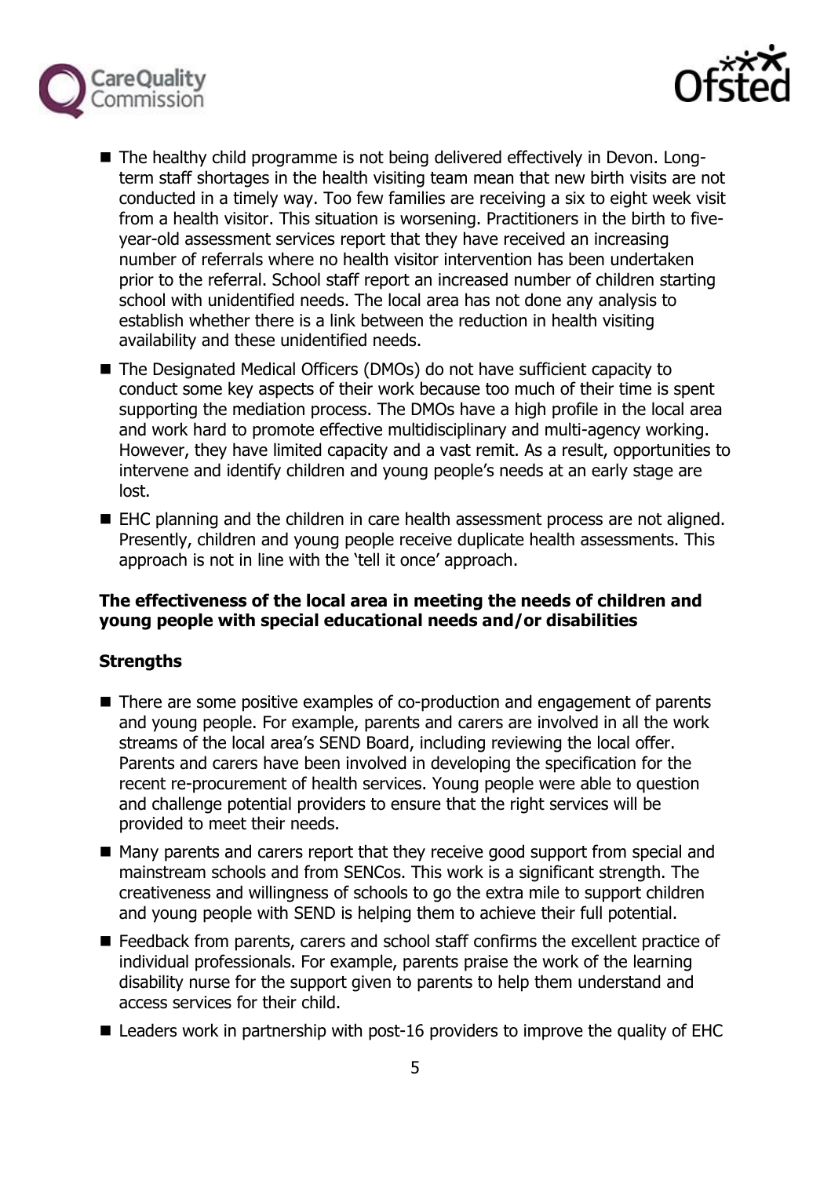- The healthy child programme is not being delivered effectively in Devon. Long-term staff shortages in the health visiting team mean that new birth visits are not conducted in a timely way. Too few families are receiving a six to eight week visit from a health visitor. This situation is worsening. Practitioners in the birth to five-year-old assessment services report that they have received an increasing number of referrals where no health visitor intervention has been undertaken prior to the referral. School staff report an increased number of children starting school with unidentified needs. The local area has not done any analysis to establish whether there is a link between the reduction in health visiting availability and these unidentified needs.
- The Designated Medical Officers (DMOs) do not have sufficient capacity to conduct some key aspects of their work because too much of their time is spent supporting the mediation process. The DMOs have a high profile in the local area and work hard to promote effective multidisciplinary and multi-agency working. However, they have limited capacity and a vast remit. As a result, opportunities to intervene and identify children and young people's needs at an early stage are lost.
- EHC planning and the children in care health assessment process are not aligned. Presently, children and young people receive duplicate health assessments. This approach is not in line with the 'tell it once' approach.

**The effectiveness of the local area in meeting the needs of children and young people with special educational needs and/or disabilities**

**Strengths**

- There are some positive examples of co-production and engagement of parents and young people. For example, parents and carers are involved in all the work streams of the local area's SEND Board, including reviewing the local offer. Parents and carers have been involved in developing the specification for the recent re-procurement of health services. Young people were able to question and challenge potential providers to ensure that the right services will be provided to meet their needs.
- Many parents and carers report that they receive good support from special and mainstream schools and from SENCos. This work is a significant strength. The creativeness and willingness of schools to go the extra mile to support children and young people with SEND is helping them to achieve their full potential.
- Feedback from parents, carers and school staff confirms the excellent practice of individual professionals. For example, parents praise the work of the learning disability nurse for the support given to parents to help them understand and access services for their child.
- Leaders work in partnership with post-16 providers to improve the quality of EHC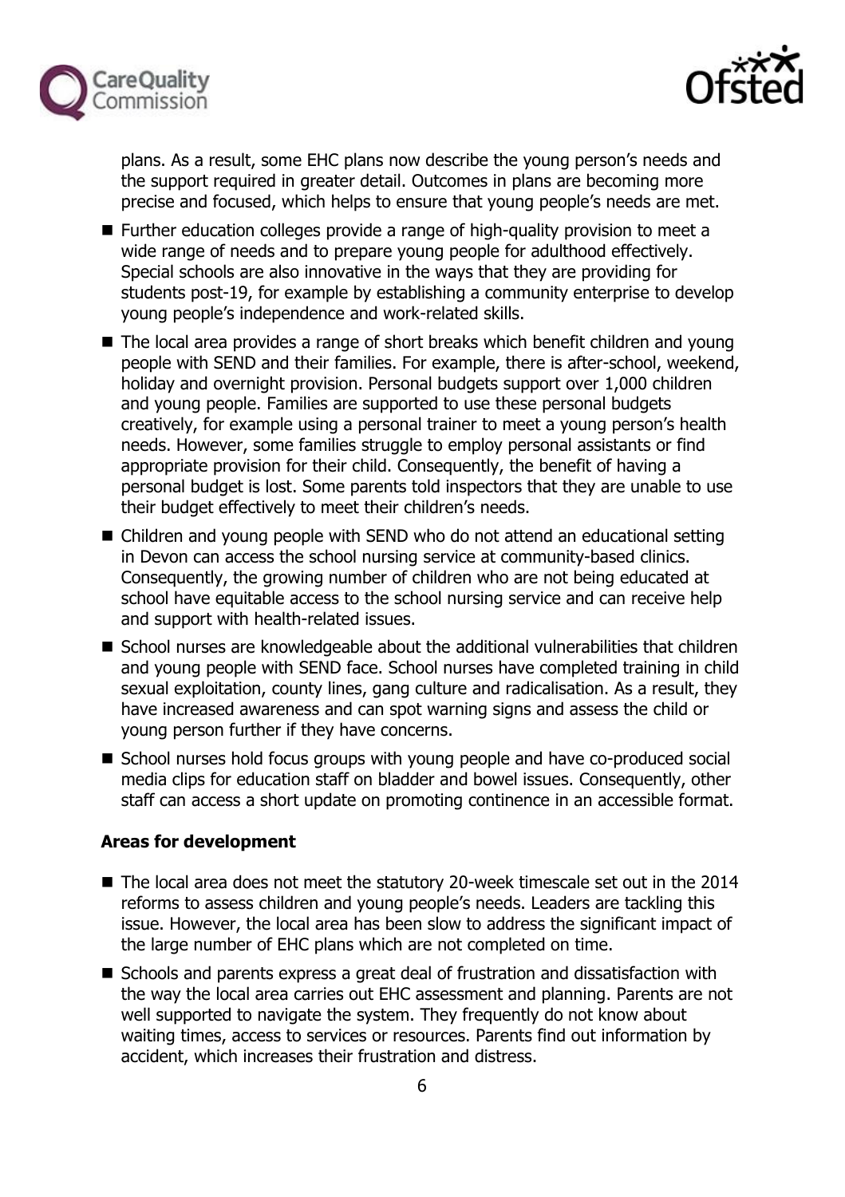plans. As a result, some EHC plans now describe the young person's needs and the support required in greater detail. Outcomes in plans are becoming more precise and focused, which helps to ensure that young people's needs are met.

- Further education colleges provide a range of high-quality provision to meet a wide range of needs and to prepare young people for adulthood effectively. Special schools are also innovative in the ways that they are providing for students post-19, for example by establishing a community enterprise to develop young people's independence and work-related skills.
- The local area provides a range of short breaks which benefit children and young people with SEND and their families. For example, there is after-school, weekend, holiday and overnight provision. Personal budgets support over 1,000 children and young people. Families are supported to use these personal budgets creatively, for example using a personal trainer to meet a young person's health needs. However, some families struggle to employ personal assistants or find appropriate provision for their child. Consequently, the benefit of having a personal budget is lost. Some parents told inspectors that they are unable to use their budget effectively to meet their children's needs.
- Children and young people with SEND who do not attend an educational setting in Devon can access the school nursing service at community-based clinics. Consequently, the growing number of children who are not being educated at school have equitable access to the school nursing service and can receive help and support with health-related issues.
- School nurses are knowledgeable about the additional vulnerabilities that children and young people with SEND face. School nurses have completed training in child sexual exploitation, county lines, gang culture and radicalisation. As a result, they have increased awareness and can spot warning signs and assess the child or young person further if they have concerns.
- School nurses hold focus groups with young people and have co-produced social media clips for education staff on bladder and bowel issues. Consequently, other staff can access a short update on promoting continence in an accessible format.

**Areas for development**

- The local area does not meet the statutory 20-week timescale set out in the 2014 reforms to assess children and young people's needs. Leaders are tackling this issue. However, the local area has been slow to address the significant impact of the large number of EHC plans which are not completed on time.
- Schools and parents express a great deal of frustration and dissatisfaction with the way the local area carries out EHC assessment and planning. Parents are not well supported to navigate the system. They frequently do not know about waiting times, access to services or resources. Parents find out information by accident, which increases their frustration and distress.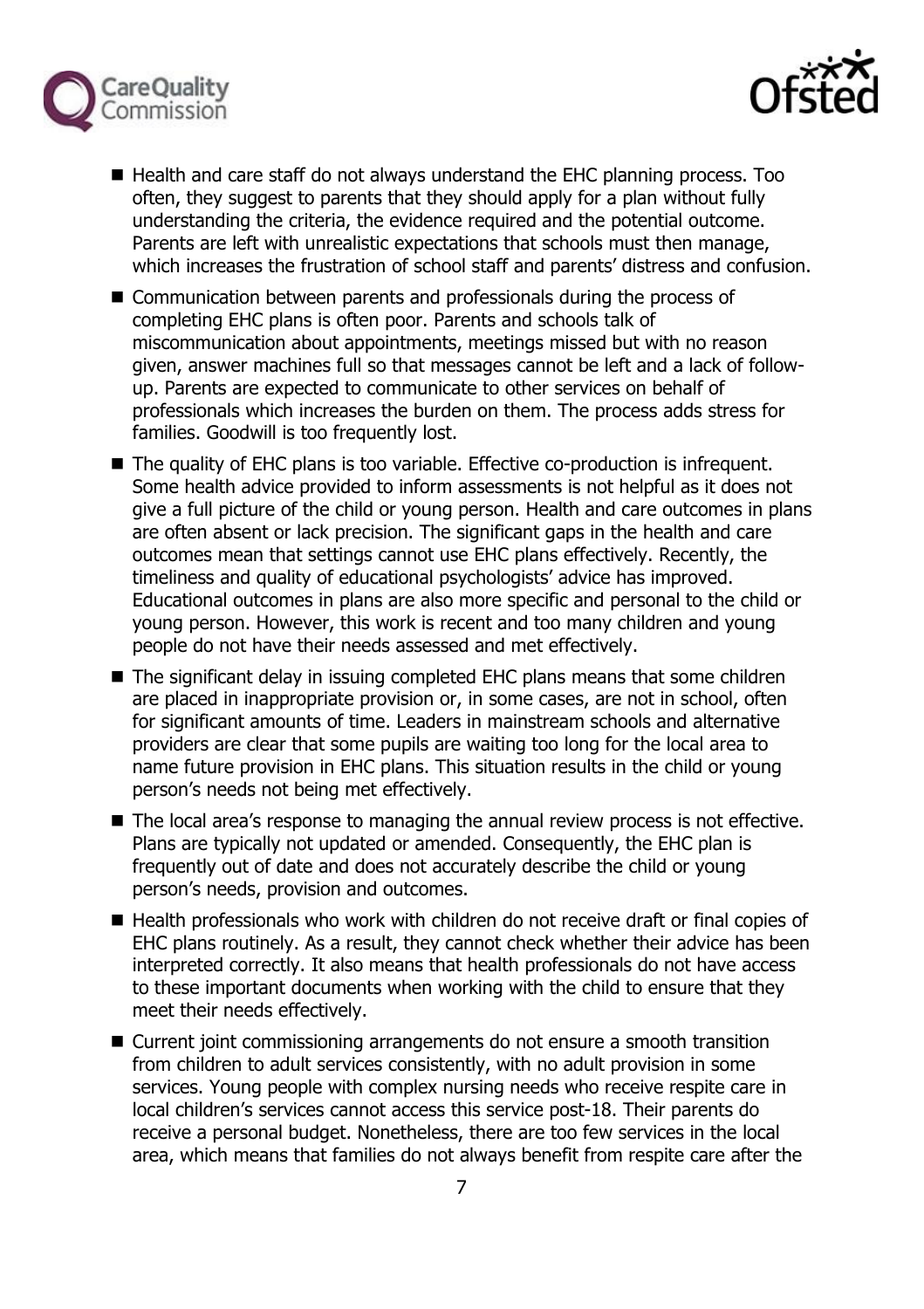- Health and care staff do not always understand the EHC planning process. Too often, they suggest to parents that they should apply for a plan without fully understanding the criteria, the evidence required and the potential outcome. Parents are left with unrealistic expectations that schools must then manage, which increases the frustration of school staff and parents' distress and confusion.
- Communication between parents and professionals during the process of completing EHC plans is often poor. Parents and schools talk of miscommunication about appointments, meetings missed but with no reason given, answer machines full so that messages cannot be left and a lack of follow-up. Parents are expected to communicate to other services on behalf of professionals which increases the burden on them. The process adds stress for families. Goodwill is too frequently lost.
- The quality of EHC plans is too variable. Effective co-production is infrequent. Some health advice provided to inform assessments is not helpful as it does not give a full picture of the child or young person. Health and care outcomes in plans are often absent or lack precision. The significant gaps in the health and care outcomes mean that settings cannot use EHC plans effectively. Recently, the timeliness and quality of educational psychologists' advice has improved. Educational outcomes in plans are also more specific and personal to the child or young person. However, this work is recent and too many children and young people do not have their needs assessed and met effectively.
- The significant delay in issuing completed EHC plans means that some children are placed in inappropriate provision or, in some cases, are not in school, often for significant amounts of time. Leaders in mainstream schools and alternative providers are clear that some pupils are waiting too long for the local area to name future provision in EHC plans. This situation results in the child or young person's needs not being met effectively.
- The local area's response to managing the annual review process is not effective. Plans are typically not updated or amended. Consequently, the EHC plan is frequently out of date and does not accurately describe the child or young person's needs, provision and outcomes.
- Health professionals who work with children do not receive draft or final copies of EHC plans routinely. As a result, they cannot check whether their advice has been interpreted correctly. It also means that health professionals do not have access to these important documents when working with the child to ensure that they meet their needs effectively.
- Current joint commissioning arrangements do not ensure a smooth transition from children to adult services consistently, with no adult provision in some services. Young people with complex nursing needs who receive respite care in local children's services cannot access this service post-18. Their parents do receive a personal budget. Nonetheless, there are too few services in the local area, which means that families do not always benefit from respite care after the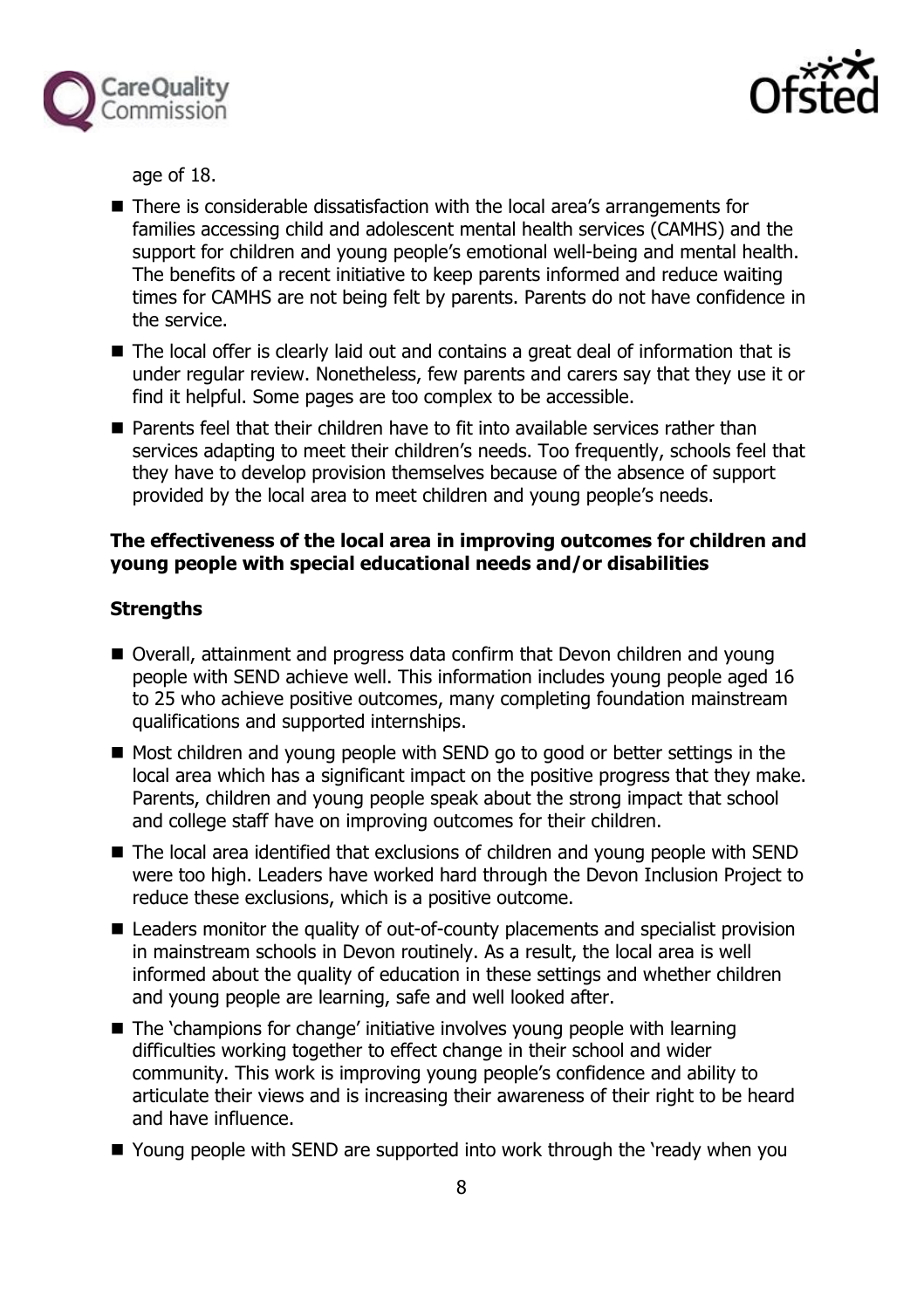age of 18.

- There is considerable dissatisfaction with the local area's arrangements for families accessing child and adolescent mental health services (CAMHS) and the support for children and young people's emotional well-being and mental health. The benefits of a recent initiative to keep parents informed and reduce waiting times for CAMHS are not being felt by parents. Parents do not have confidence in the service.
- The local offer is clearly laid out and contains a great deal of information that is under regular review. Nonetheless, few parents and carers say that they use it or find it helpful. Some pages are too complex to be accessible.
- Parents feel that their children have to fit into available services rather than services adapting to meet their children's needs. Too frequently, schools feel that they have to develop provision themselves because of the absence of support provided by the local area to meet children and young people's needs.

**The effectiveness of the local area in improving outcomes for children and young people with special educational needs and/or disabilities**

**Strengths**

- Overall, attainment and progress data confirm that Devon children and young people with SEND achieve well. This information includes young people aged 16 to 25 who achieve positive outcomes, many completing foundation mainstream qualifications and supported internships.
- Most children and young people with SEND go to good or better settings in the local area which has a significant impact on the positive progress that they make. Parents, children and young people speak about the strong impact that school and college staff have on improving outcomes for their children.
- The local area identified that exclusions of children and young people with SEND were too high. Leaders have worked hard through the Devon Inclusion Project to reduce these exclusions, which is a positive outcome.
- Leaders monitor the quality of out-of-county placements and specialist provision in mainstream schools in Devon routinely. As a result, the local area is well informed about the quality of education in these settings and whether children and young people are learning, safe and well looked after.
- The 'champions for change' initiative involves young people with learning difficulties working together to effect change in their school and wider community. This work is improving young people's confidence and ability to articulate their views and is increasing their awareness of their right to be heard and have influence.
- Young people with SEND are supported into work through the 'ready when you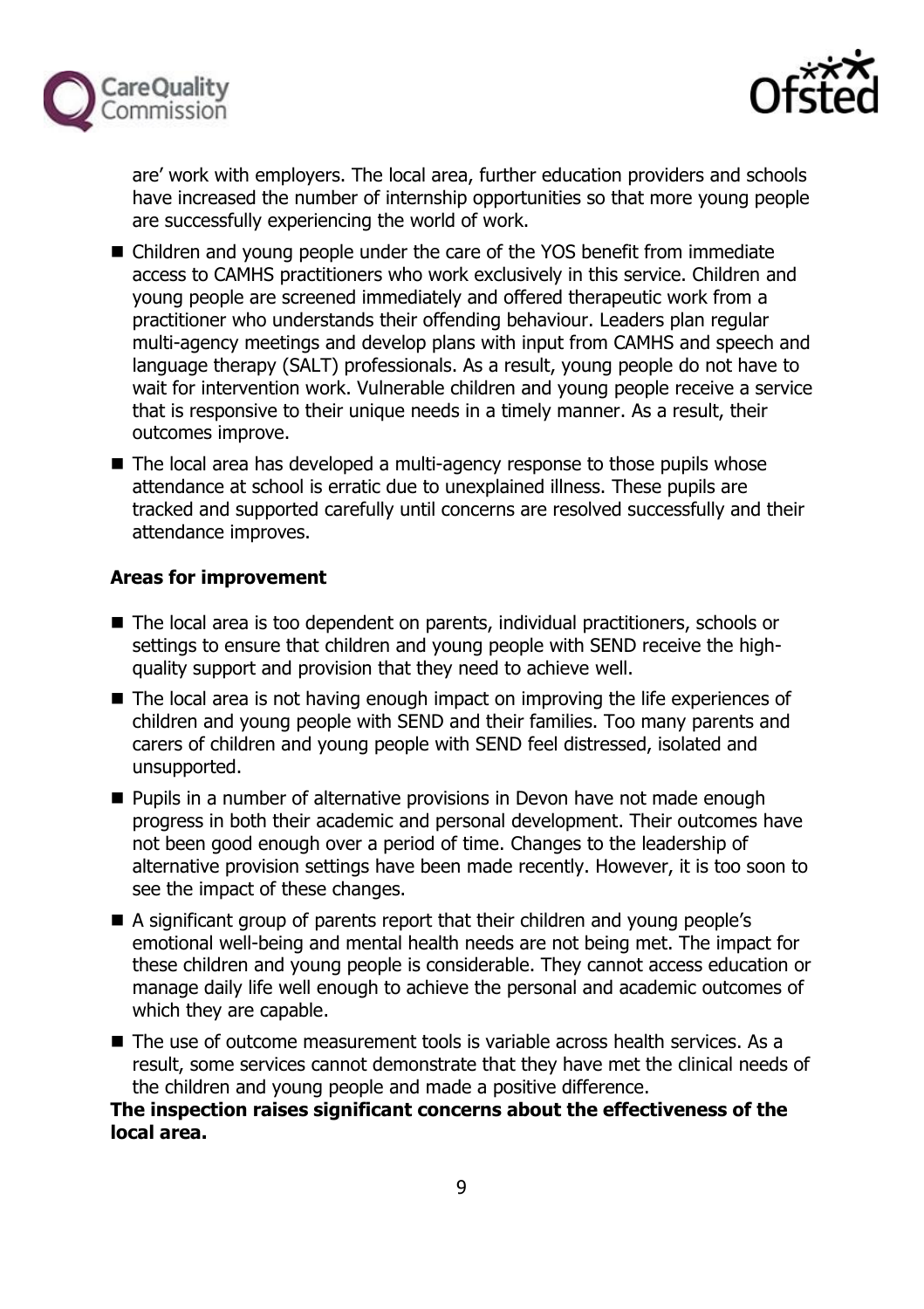are' work with employers. The local area, further education providers and schools have increased the number of internship opportunities so that more young people are successfully experiencing the world of work.

- Children and young people under the care of the YOS benefit from immediate access to CAMHS practitioners who work exclusively in this service. Children and young people are screened immediately and offered therapeutic work from a practitioner who understands their offending behaviour. Leaders plan regular multi-agency meetings and develop plans with input from CAMHS and speech and language therapy (SALT) professionals. As a result, young people do not have to wait for intervention work. Vulnerable children and young people receive a service that is responsive to their unique needs in a timely manner. As a result, their outcomes improve.
- The local area has developed a multi-agency response to those pupils whose attendance at school is erratic due to unexplained illness. These pupils are tracked and supported carefully until concerns are resolved successfully and their attendance improves.

**Areas for improvement**

- The local area is too dependent on parents, individual practitioners, schools or settings to ensure that children and young people with SEND receive the high-quality support and provision that they need to achieve well.
- The local area is not having enough impact on improving the life experiences of children and young people with SEND and their families. Too many parents and carers of children and young people with SEND feel distressed, isolated and unsupported.
- Pupils in a number of alternative provisions in Devon have not made enough progress in both their academic and personal development. Their outcomes have not been good enough over a period of time. Changes to the leadership of alternative provision settings have been made recently. However, it is too soon to see the impact of these changes.
- A significant group of parents report that their children and young people's emotional well-being and mental health needs are not being met. The impact for these children and young people is considerable. They cannot access education or manage daily life well enough to achieve the personal and academic outcomes of which they are capable.
- The use of outcome measurement tools is variable across health services. As a result, some services cannot demonstrate that they have met the clinical needs of the children and young people and made a positive difference.

**The inspection raises significant concerns about the effectiveness of the local area.**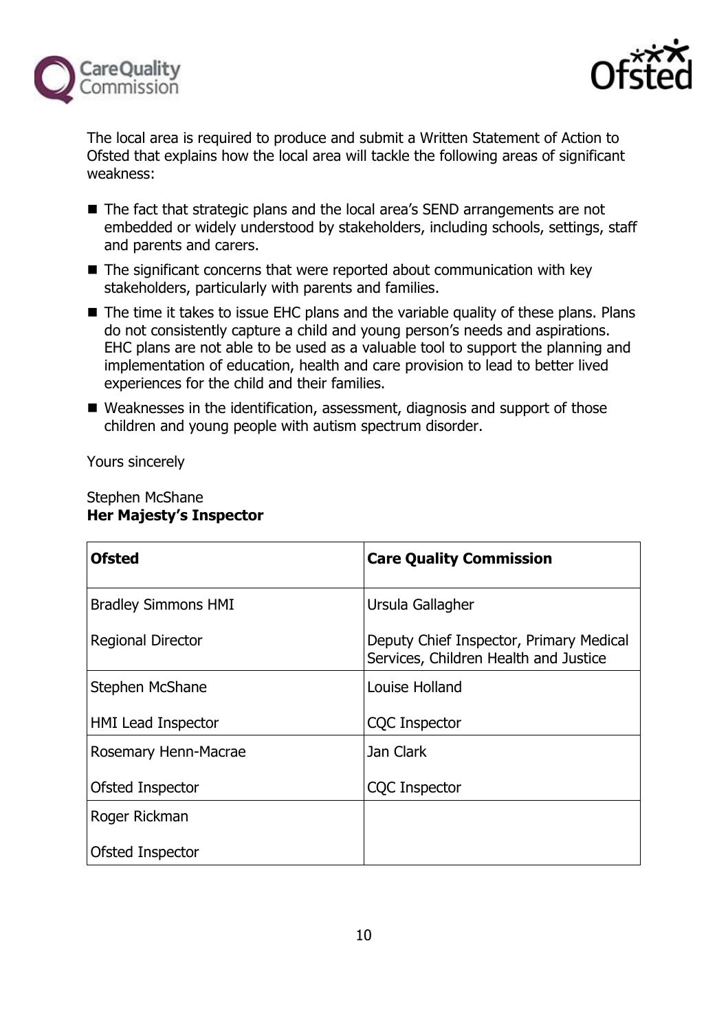The local area is required to produce and submit a Written Statement of Action to Ofsted that explains how the local area will tackle the following areas of significant weakness:

- The fact that strategic plans and the local area's SEND arrangements are not embedded or widely understood by stakeholders, including schools, settings, staff and parents and carers.
- The significant concerns that were reported about communication with key stakeholders, particularly with parents and families.
- The time it takes to issue EHC plans and the variable quality of these plans. Plans do not consistently capture a child and young person's needs and aspirations. EHC plans are not able to be used as a valuable tool to support the planning and implementation of education, health and care provision to lead to better lived experiences for the child and their families.
- Weaknesses in the identification, assessment, diagnosis and support of those children and young people with autism spectrum disorder.

Yours sincerely

Stephen McShane
**Her Majesty's Inspector**

| **Ofsted** | **Care Quality Commission** |
| --- | --- |
| Bradley Simmons HMI<br><br>Regional Director | Ursula Gallagher<br><br>Deputy Chief Inspector, Primary Medical Services, Children Health and Justice |
| Stephen McShane<br><br>HMI Lead Inspector | Louise Holland<br><br>CQC Inspector |
| Rosemary Henn-Macrae<br><br>Ofsted Inspector | Jan Clark<br><br>CQC Inspector |
| Roger Rickman<br><br>Ofsted Inspector | |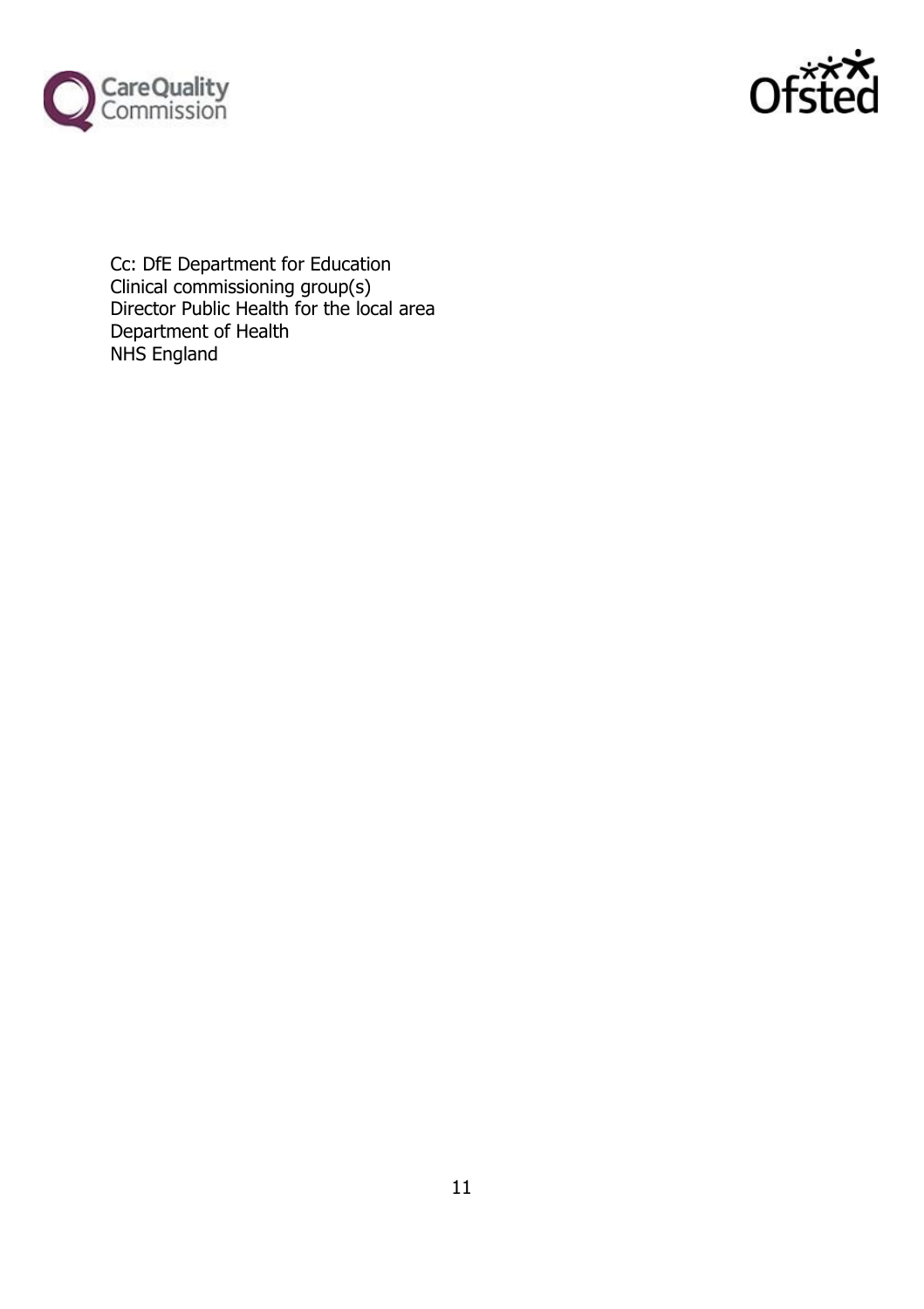Cc: DfE Department for Education
Clinical commissioning group(s)
Director Public Health for the local area
Department of Health
NHS England